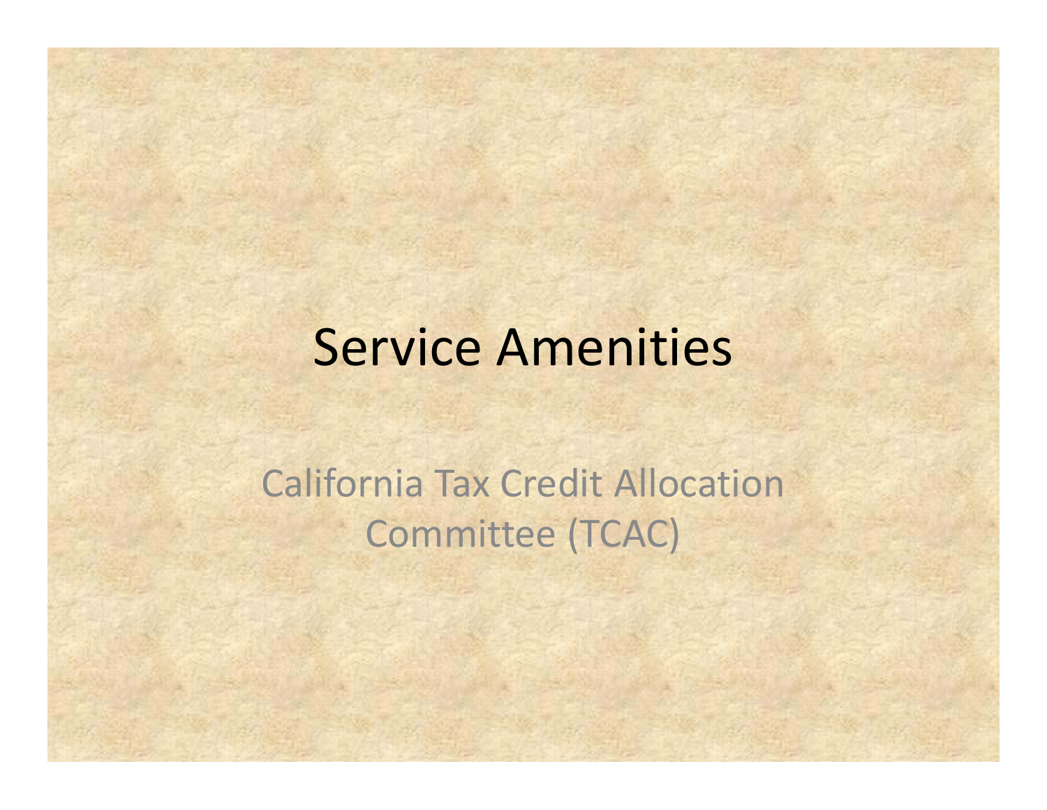# Service Amenities

California Tax Credit Allocation Committee (TCAC)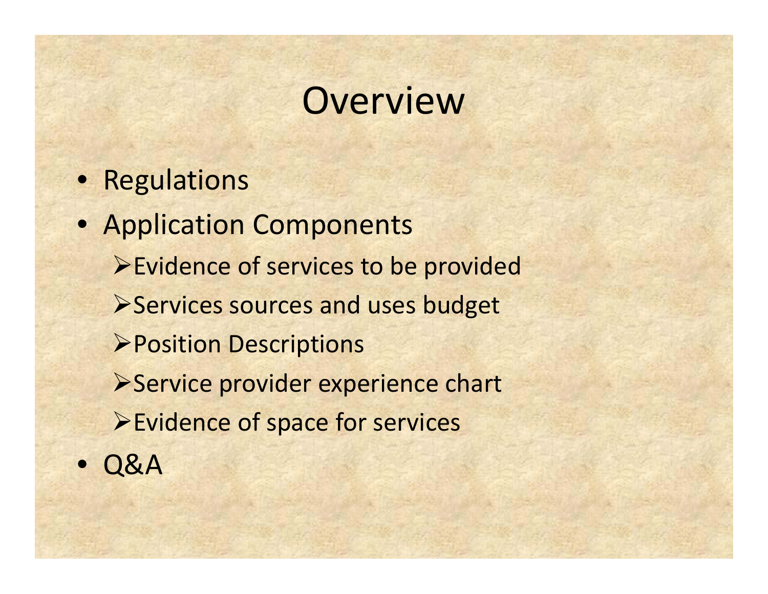# Overview

- Regulations
- Application Components
  - Evidence of services to be provided
  - Services sources and uses budget
  - Position Descriptions
  - Service provider experience chart
  - Evidence of space for services
- Q&A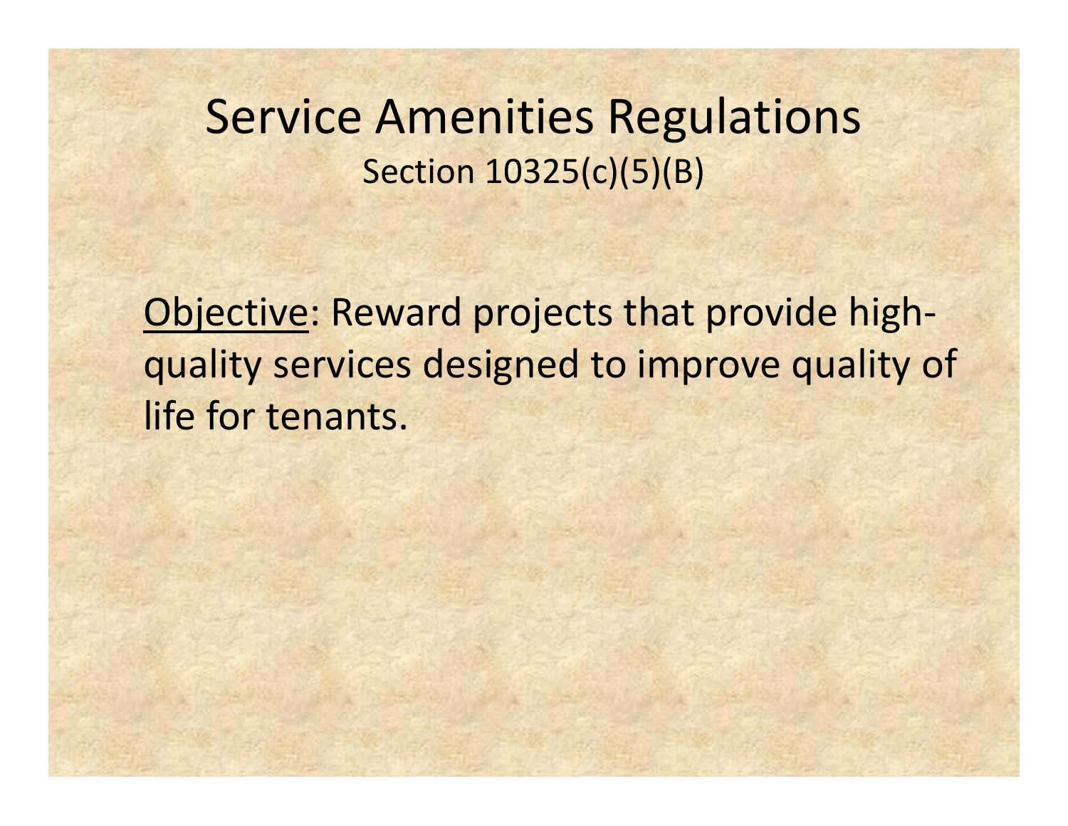# Service Amenities Regulations

## Section 10325(c)(5)(B)

Objective: Reward projects that provide high-quality services designed to improve quality of life for tenants.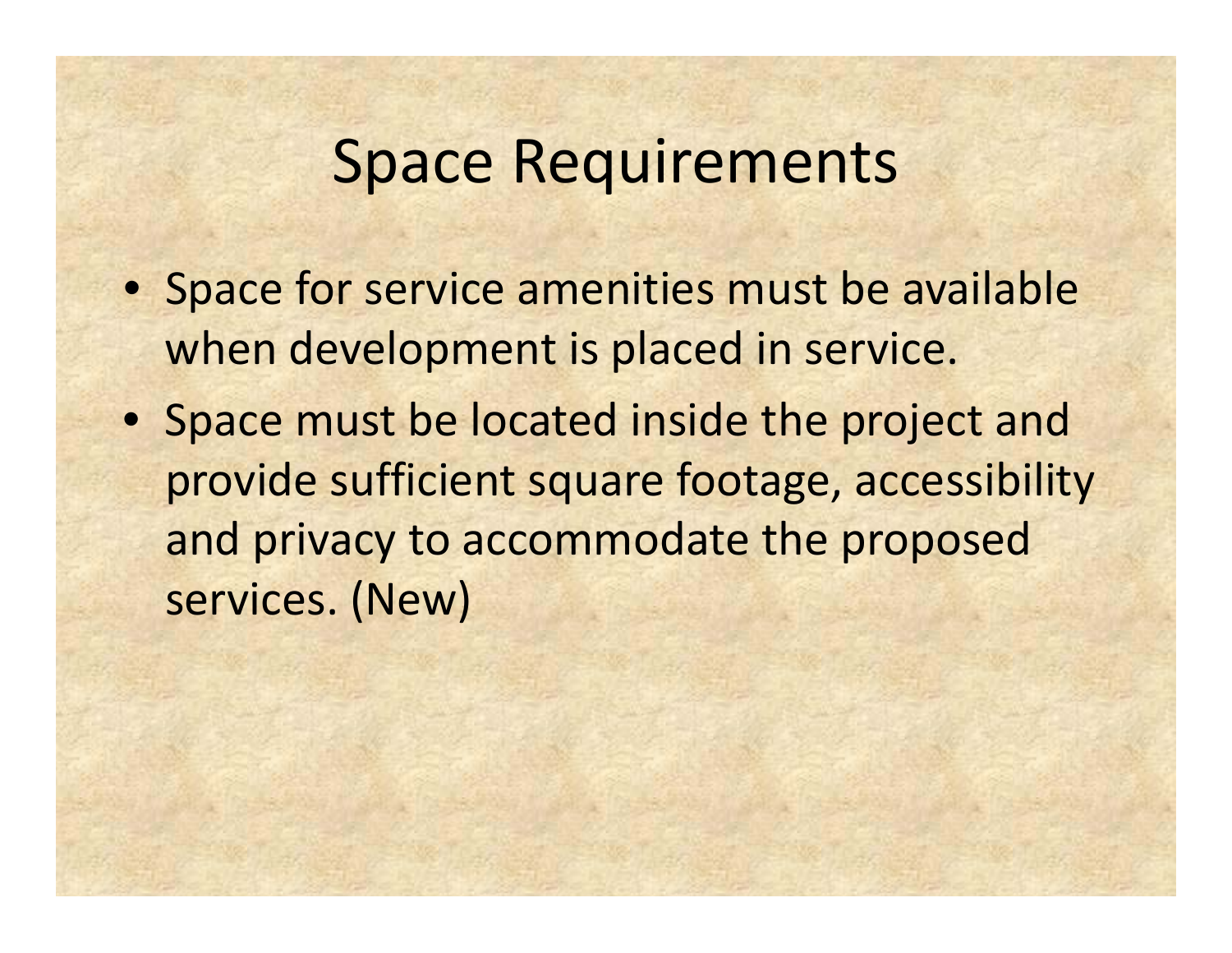# Space Requirements

- Space for service amenities must be available when development is placed in service.
- Space must be located inside the project and provide sufficient square footage, accessibility and privacy to accommodate the proposed services. (New)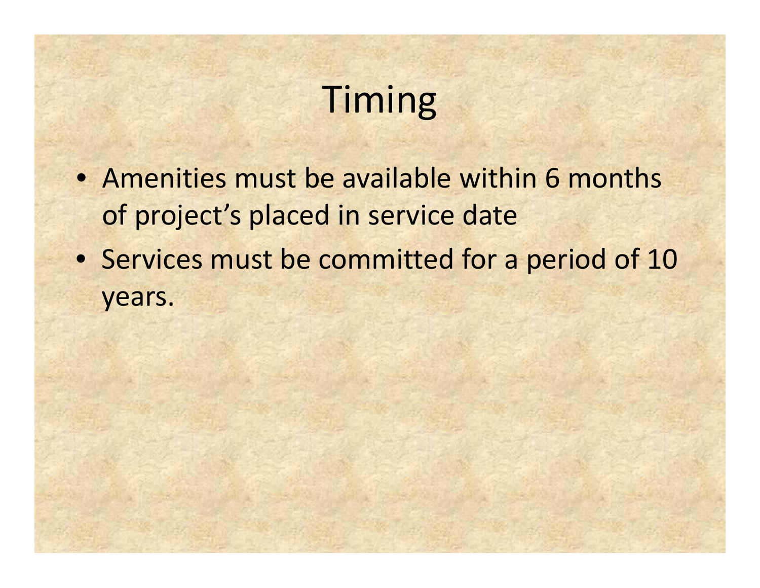# Timing

- Amenities must be available within 6 months of project's placed in service date
- Services must be committed for a period of 10 years.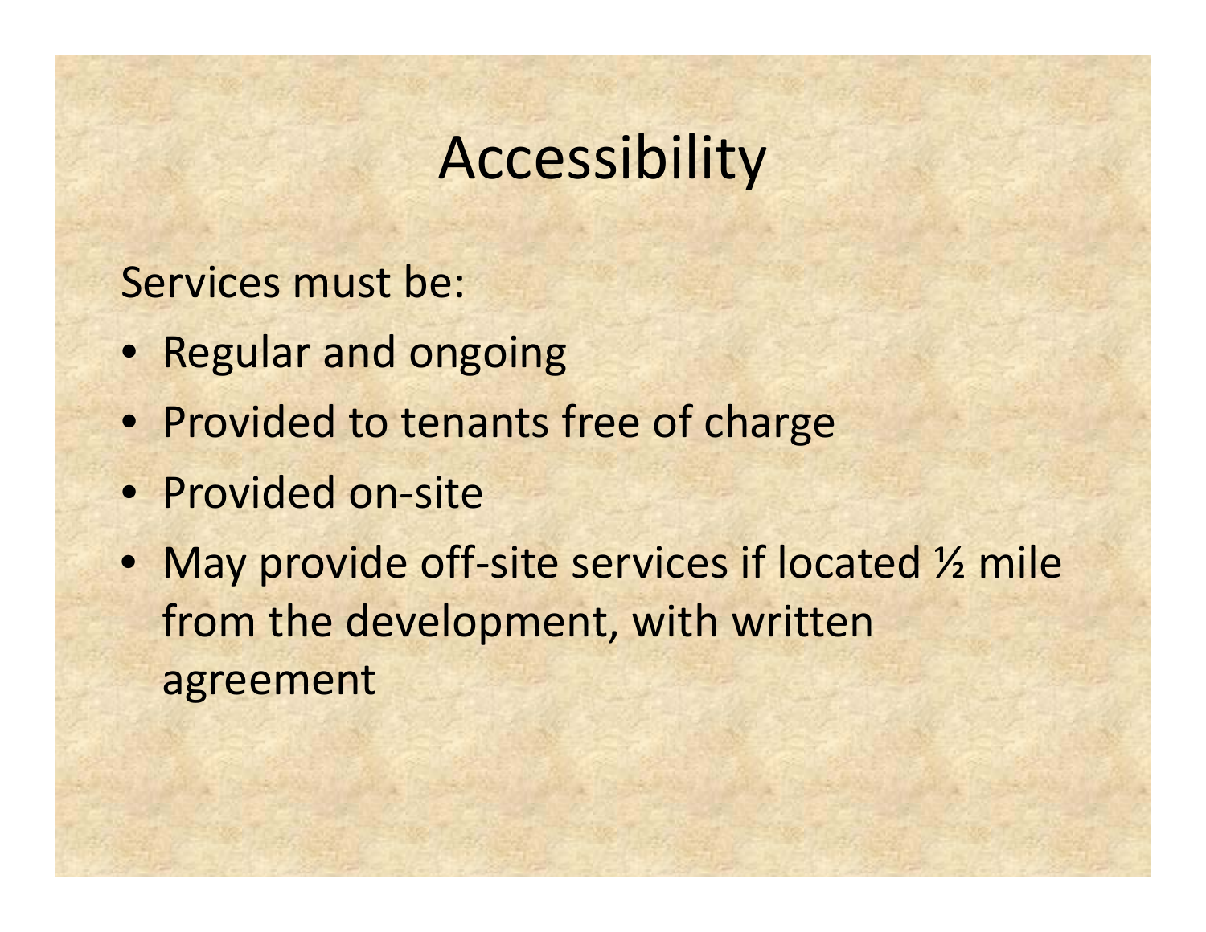# Accessibility

Services must be:

- Regular and ongoing
- Provided to tenants free of charge
- Provided on-site
- May provide off-site services if located ½ mile from the development, with written agreement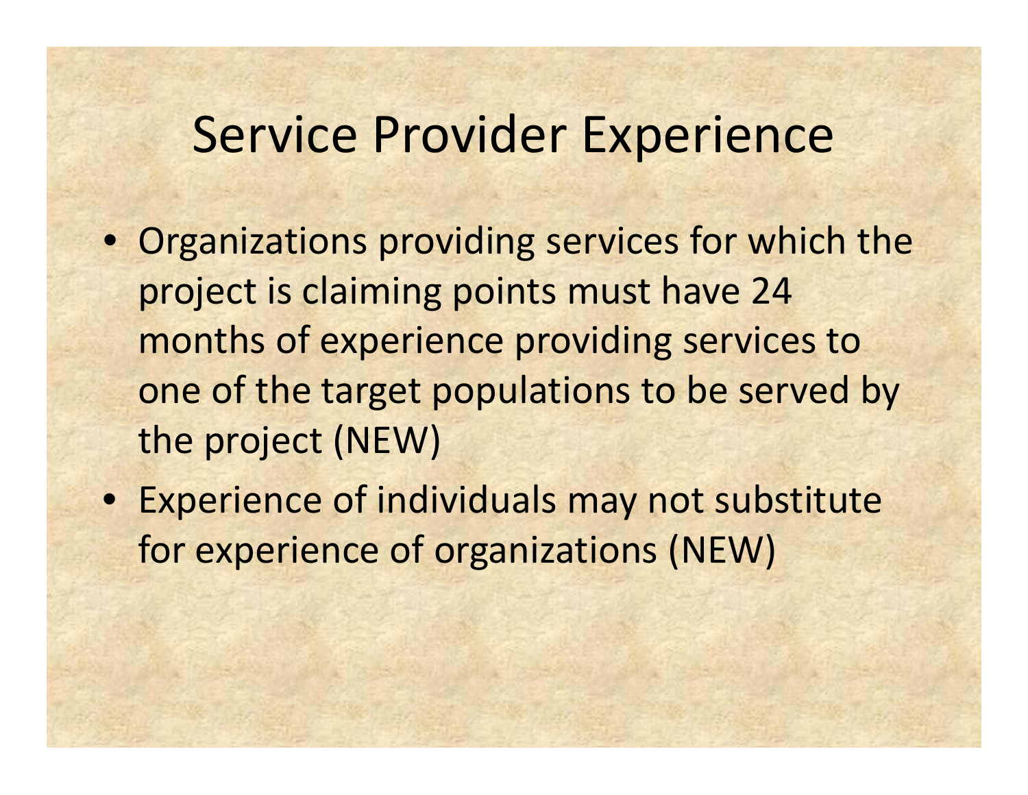# Service Provider Experience

- Organizations providing services for which the project is claiming points must have 24 months of experience providing services to one of the target populations to be served by the project (NEW)
- Experience of individuals may not substitute for experience of organizations (NEW)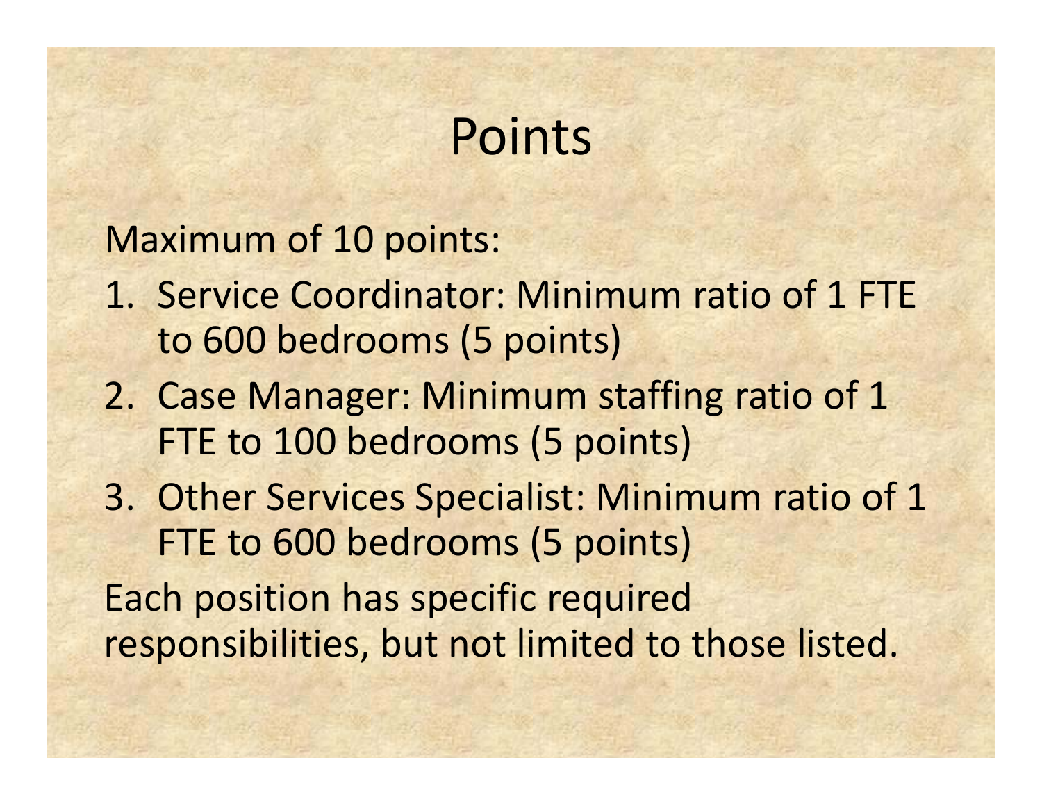# Points

Maximum of 10 points:

1. Service Coordinator: Minimum ratio of 1 FTE to 600 bedrooms (5 points)
2. Case Manager: Minimum staffing ratio of 1 FTE to 100 bedrooms (5 points)
3. Other Services Specialist: Minimum ratio of 1 FTE to 600 bedrooms (5 points)

Each position has specific required responsibilities, but not limited to those listed.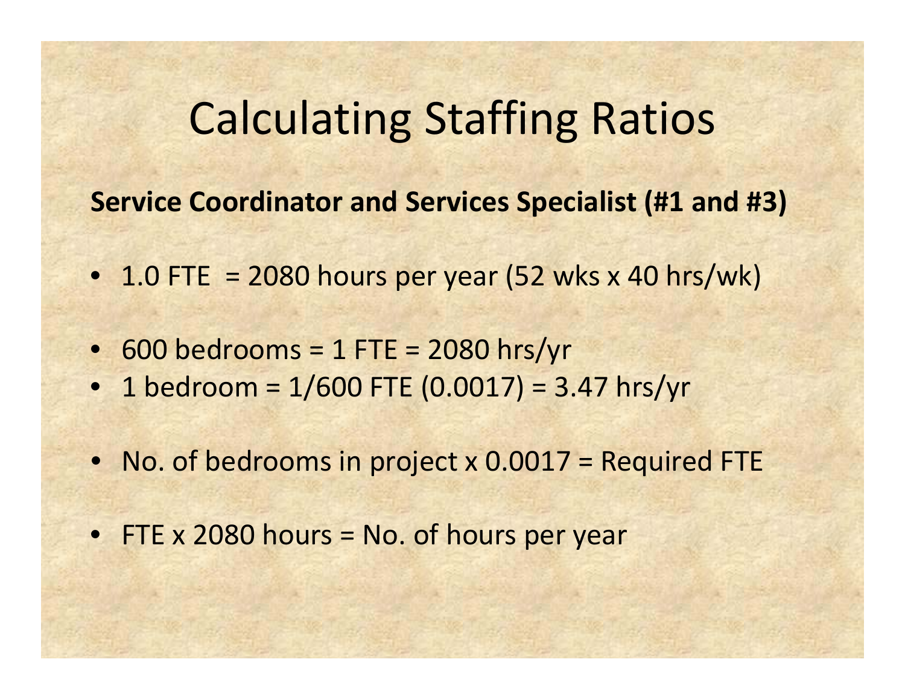# Calculating Staffing Ratios

**Service Coordinator and Services Specialist (#1 and #3)**

- 1.0 FTE = 2080 hours per year (52 wks x 40 hrs/wk)

- 600 bedrooms = 1 FTE = 2080 hrs/yr
- 1 bedroom = 1/600 FTE (0.0017) = 3.47 hrs/yr

- No. of bedrooms in project x 0.0017 = Required FTE

- FTE x 2080 hours = No. of hours per year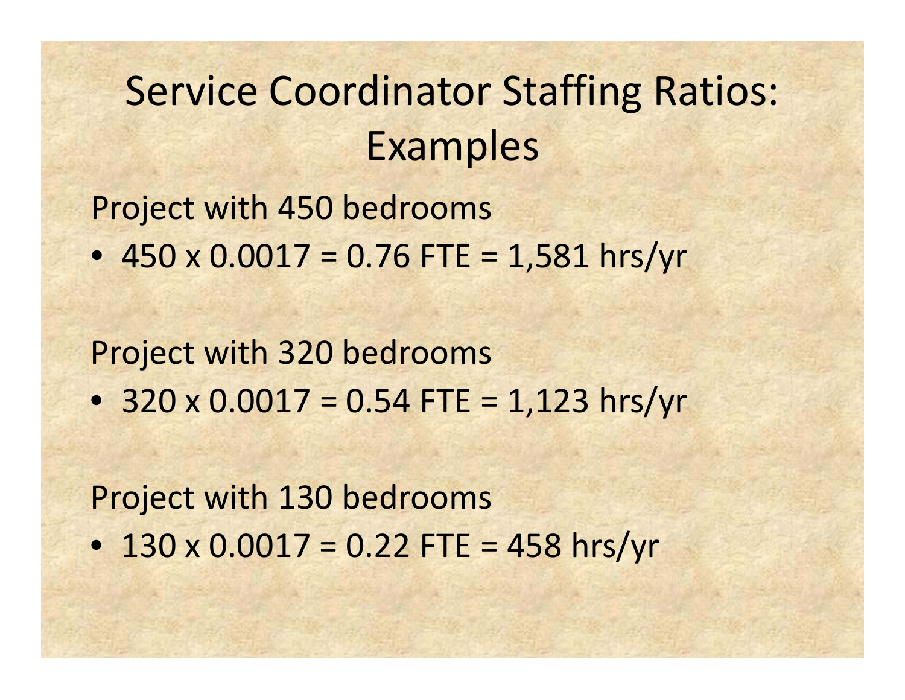# Service Coordinator Staffing Ratios: Examples

Project with 450 bedrooms

- 450 x 0.0017 = 0.76 FTE = 1,581 hrs/yr

Project with 320 bedrooms

- 320 x 0.0017 = 0.54 FTE = 1,123 hrs/yr

Project with 130 bedrooms

- 130 x 0.0017 = 0.22 FTE = 458 hrs/yr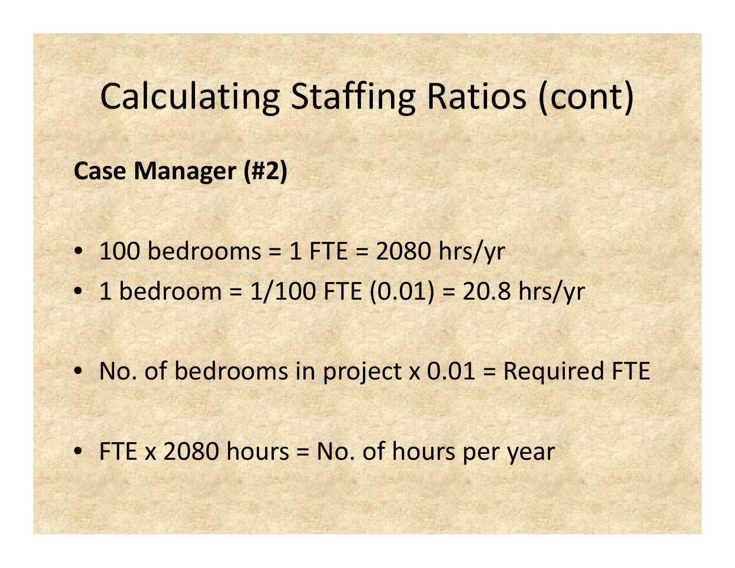# Calculating Staffing Ratios (cont)

**Case Manager (#2)**

- 100 bedrooms = 1 FTE = 2080 hrs/yr
- 1 bedroom = 1/100 FTE (0.01) = 20.8 hrs/yr
- No. of bedrooms in project x 0.01 = Required FTE
- FTE x 2080 hours = No. of hours per year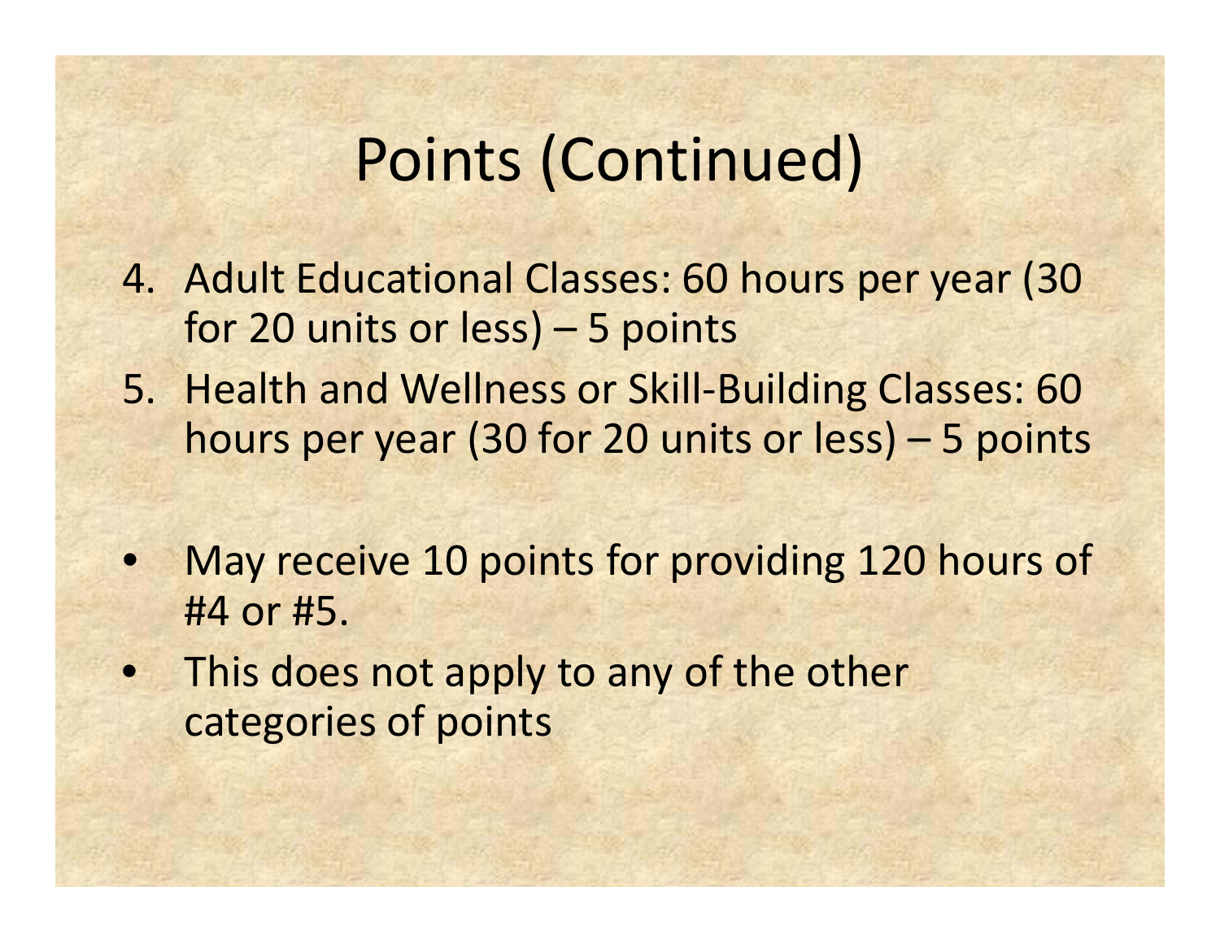# Points (Continued)

4. Adult Educational Classes: 60 hours per year (30 for 20 units or less) – 5 points
5. Health and Wellness or Skill-Building Classes: 60 hours per year (30 for 20 units or less) – 5 points

- May receive 10 points for providing 120 hours of #4 or #5.
- This does not apply to any of the other categories of points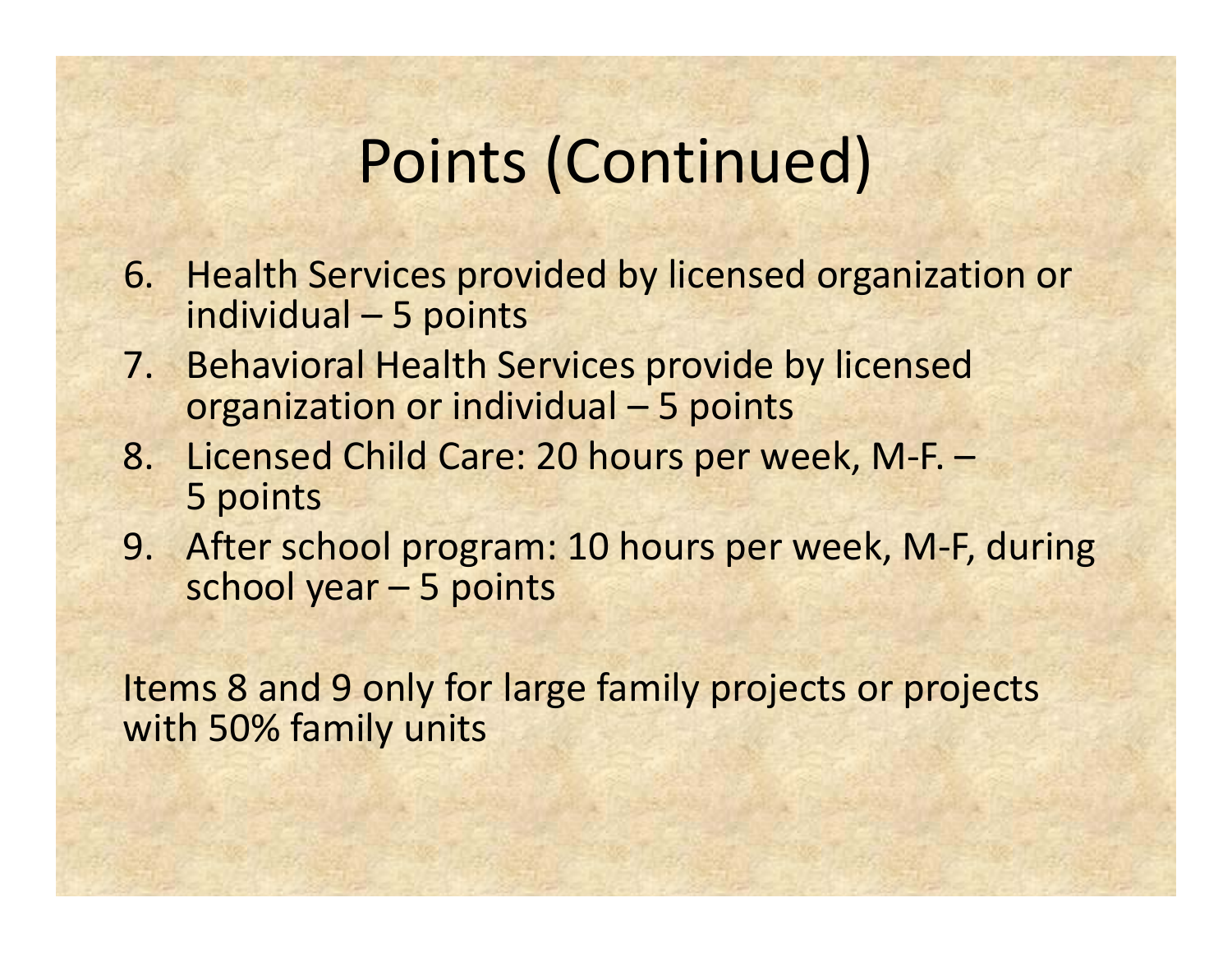# Points (Continued)

6. Health Services provided by licensed organization or individual – 5 points
7. Behavioral Health Services provide by licensed organization or individual – 5 points
8. Licensed Child Care: 20 hours per week, M-F. – 5 points
9. After school program: 10 hours per week, M-F, during school year – 5 points

Items 8 and 9 only for large family projects or projects with 50% family units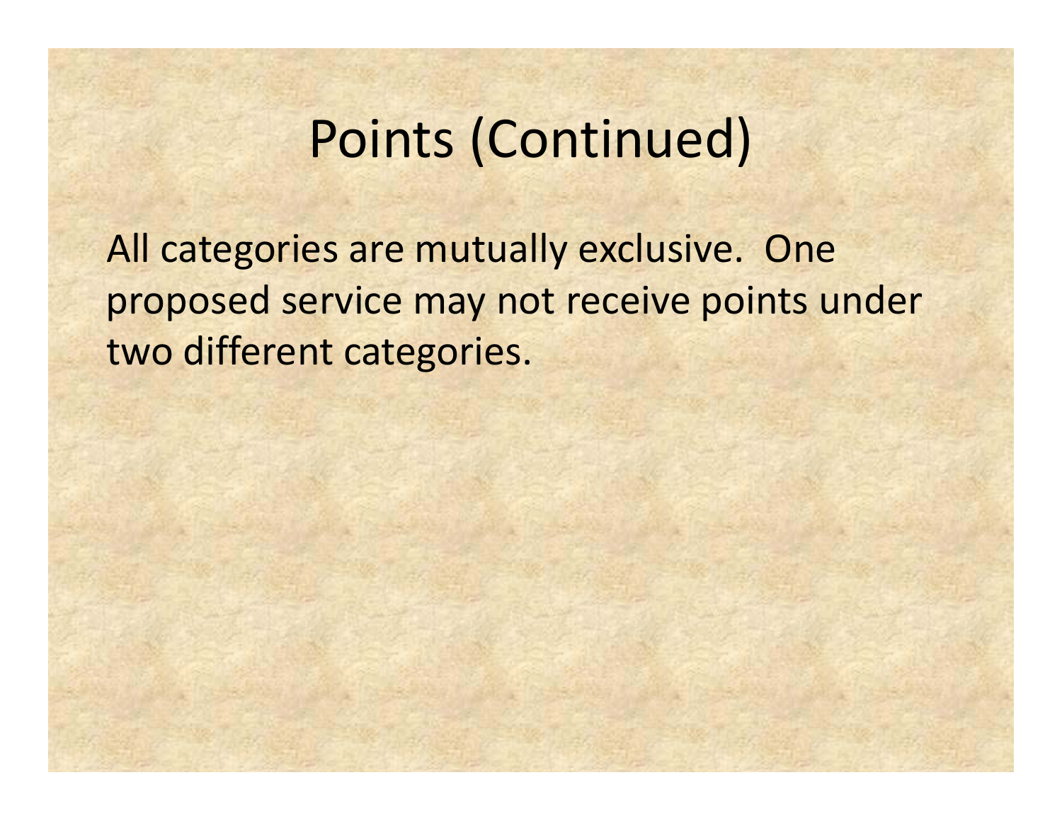# Points (Continued)

All categories are mutually exclusive. One proposed service may not receive points under two different categories.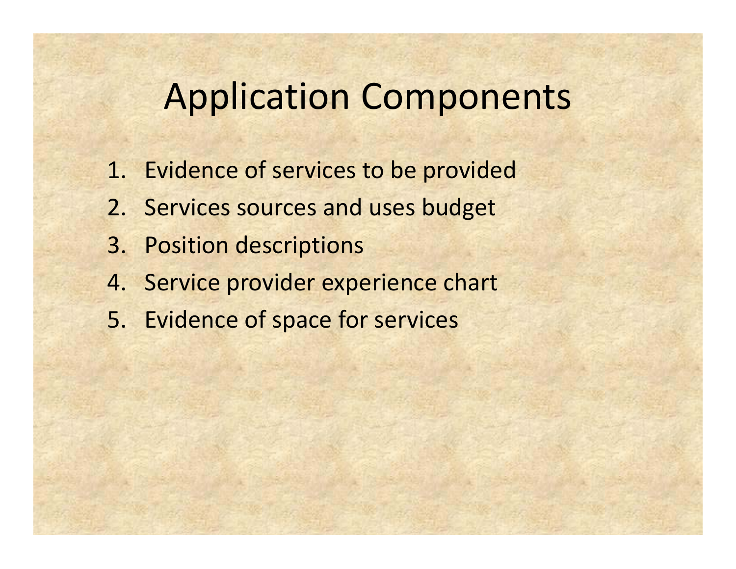# Application Components

1. Evidence of services to be provided
2. Services sources and uses budget
3. Position descriptions
4. Service provider experience chart
5. Evidence of space for services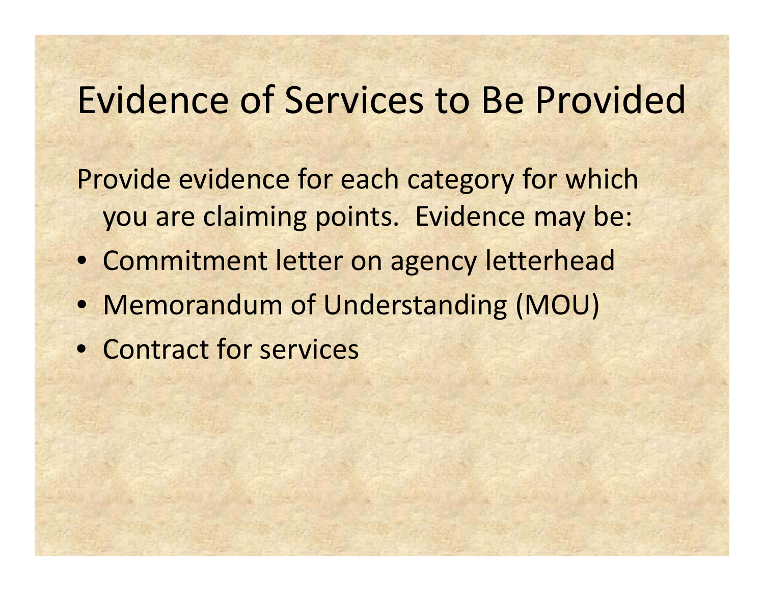# Evidence of Services to Be Provided

Provide evidence for each category for which you are claiming points. Evidence may be:

- Commitment letter on agency letterhead
- Memorandum of Understanding (MOU)
- Contract for services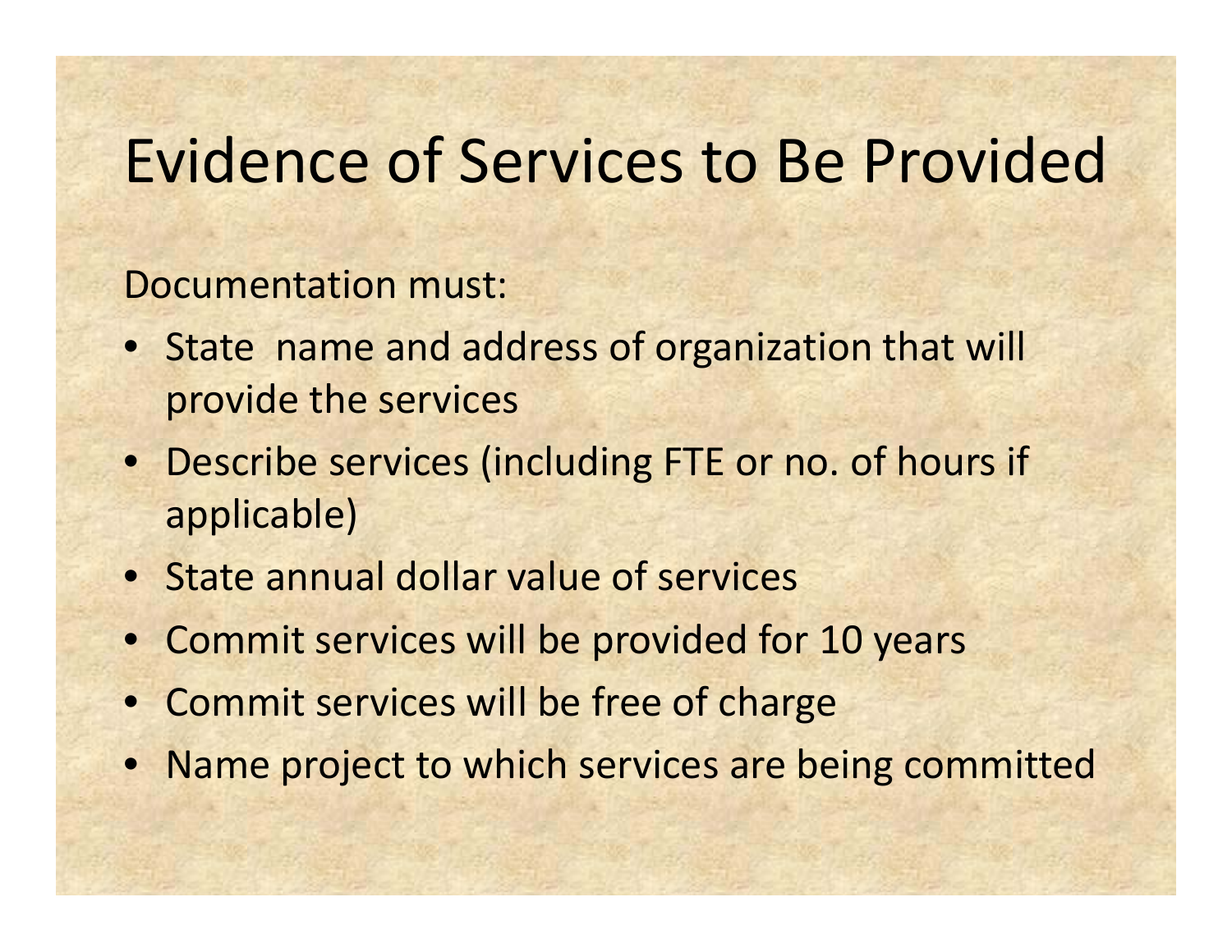# Evidence of Services to Be Provided

Documentation must:

- State name and address of organization that will provide the services
- Describe services (including FTE or no. of hours if applicable)
- State annual dollar value of services
- Commit services will be provided for 10 years
- Commit services will be free of charge
- Name project to which services are being committed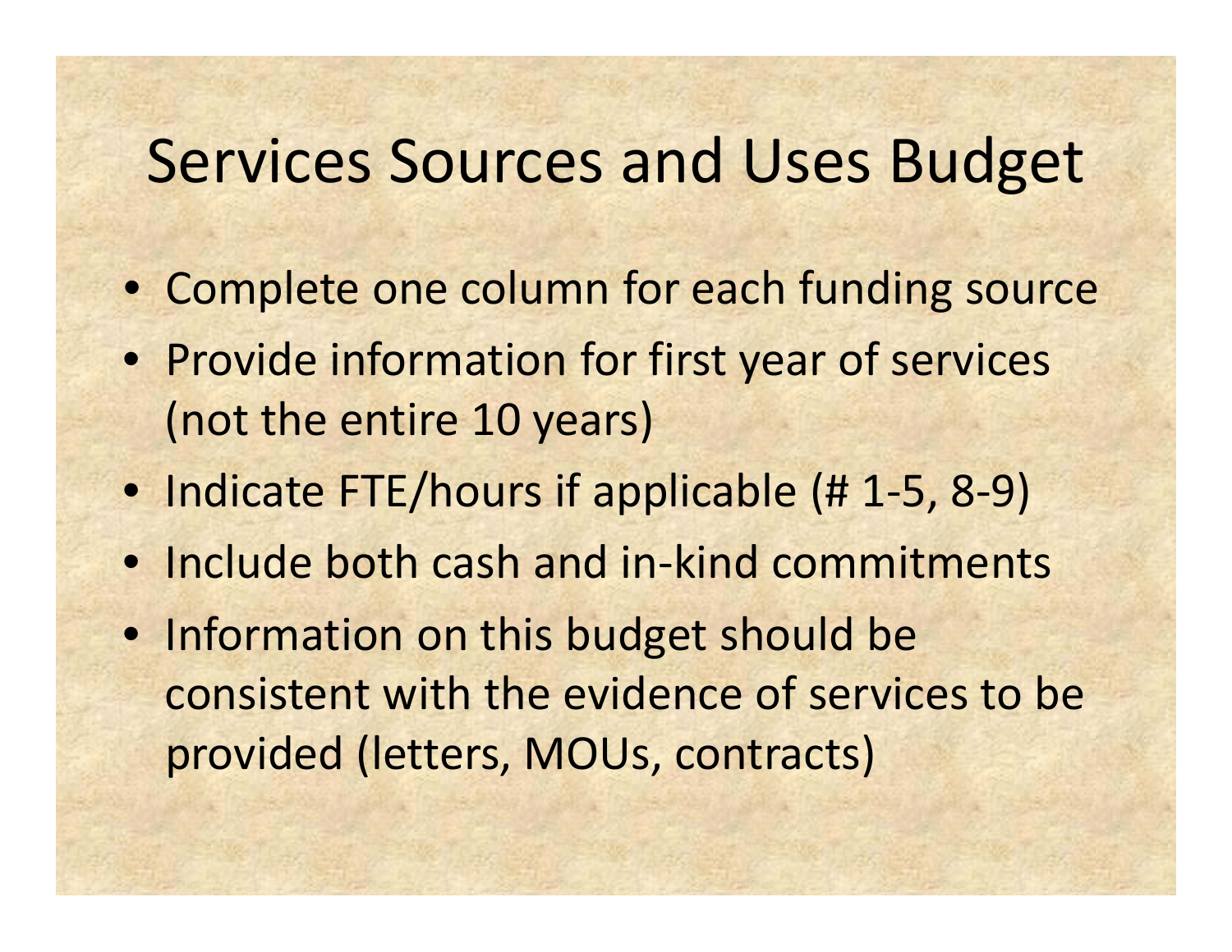# Services Sources and Uses Budget

- Complete one column for each funding source
- Provide information for first year of services (not the entire 10 years)
- Indicate FTE/hours if applicable (# 1-5, 8-9)
- Include both cash and in-kind commitments
- Information on this budget should be consistent with the evidence of services to be provided (letters, MOUs, contracts)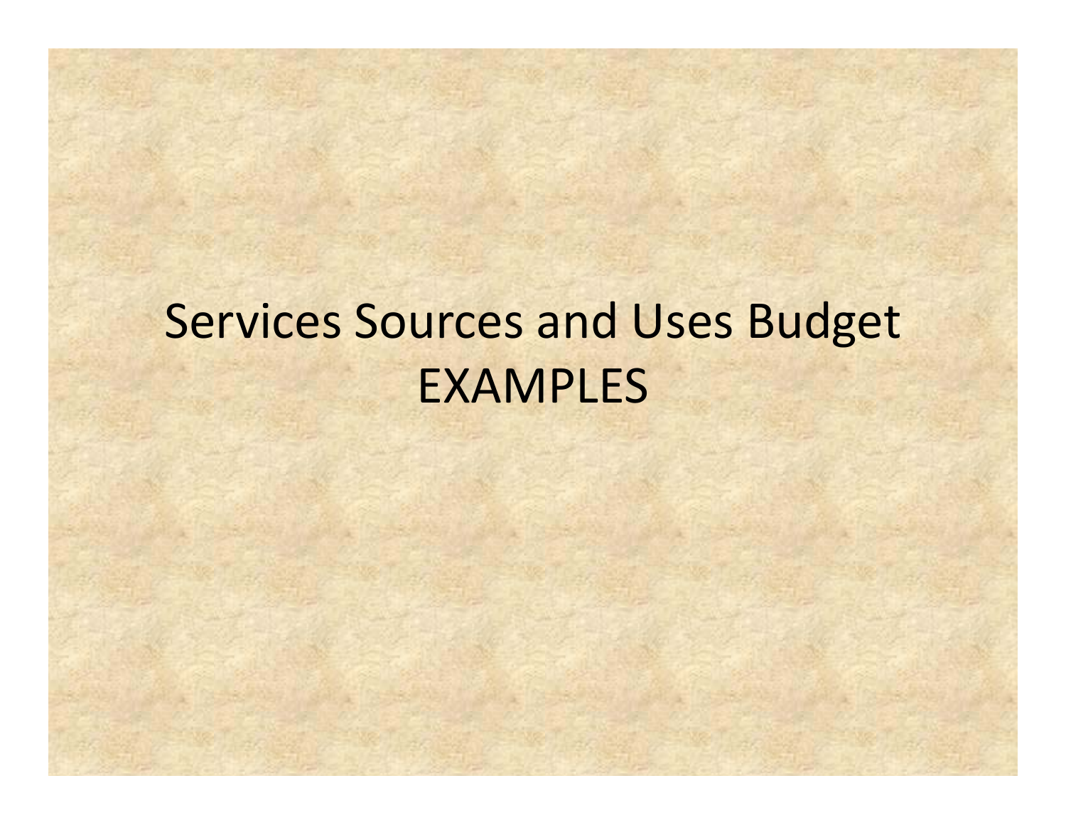# Services Sources and Uses Budget EXAMPLES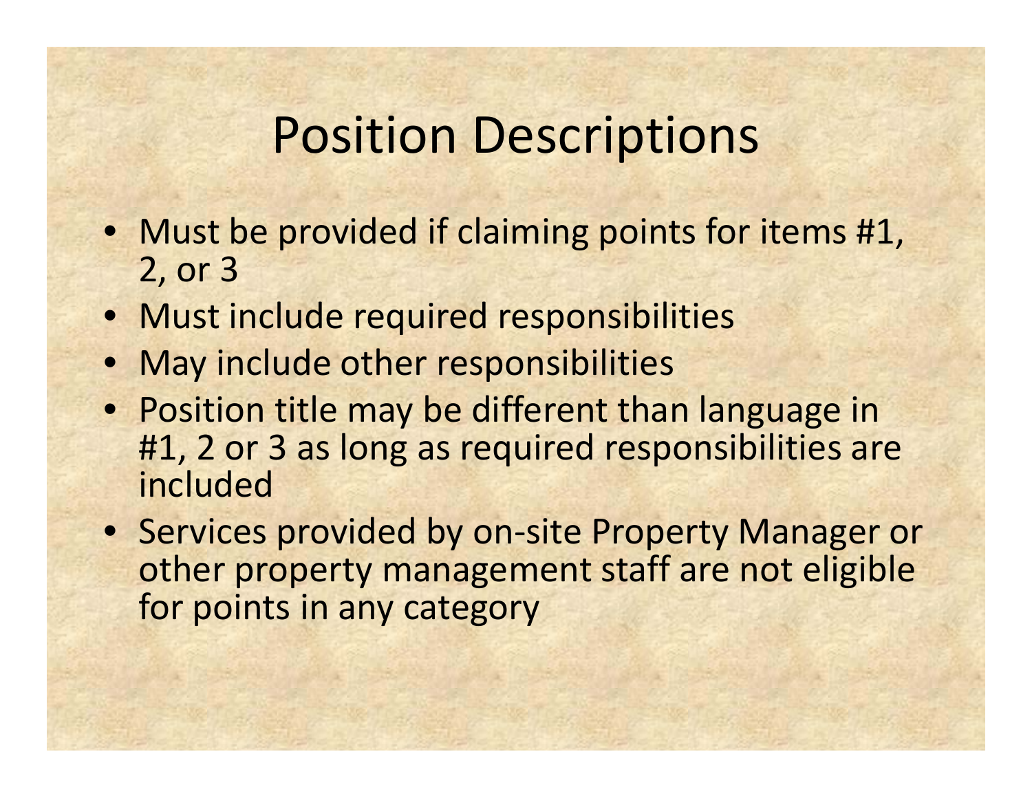# Position Descriptions

- Must be provided if claiming points for items #1, 2, or 3
- Must include required responsibilities
- May include other responsibilities
- Position title may be different than language in #1, 2 or 3 as long as required responsibilities are included
- Services provided by on-site Property Manager or other property management staff are not eligible for points in any category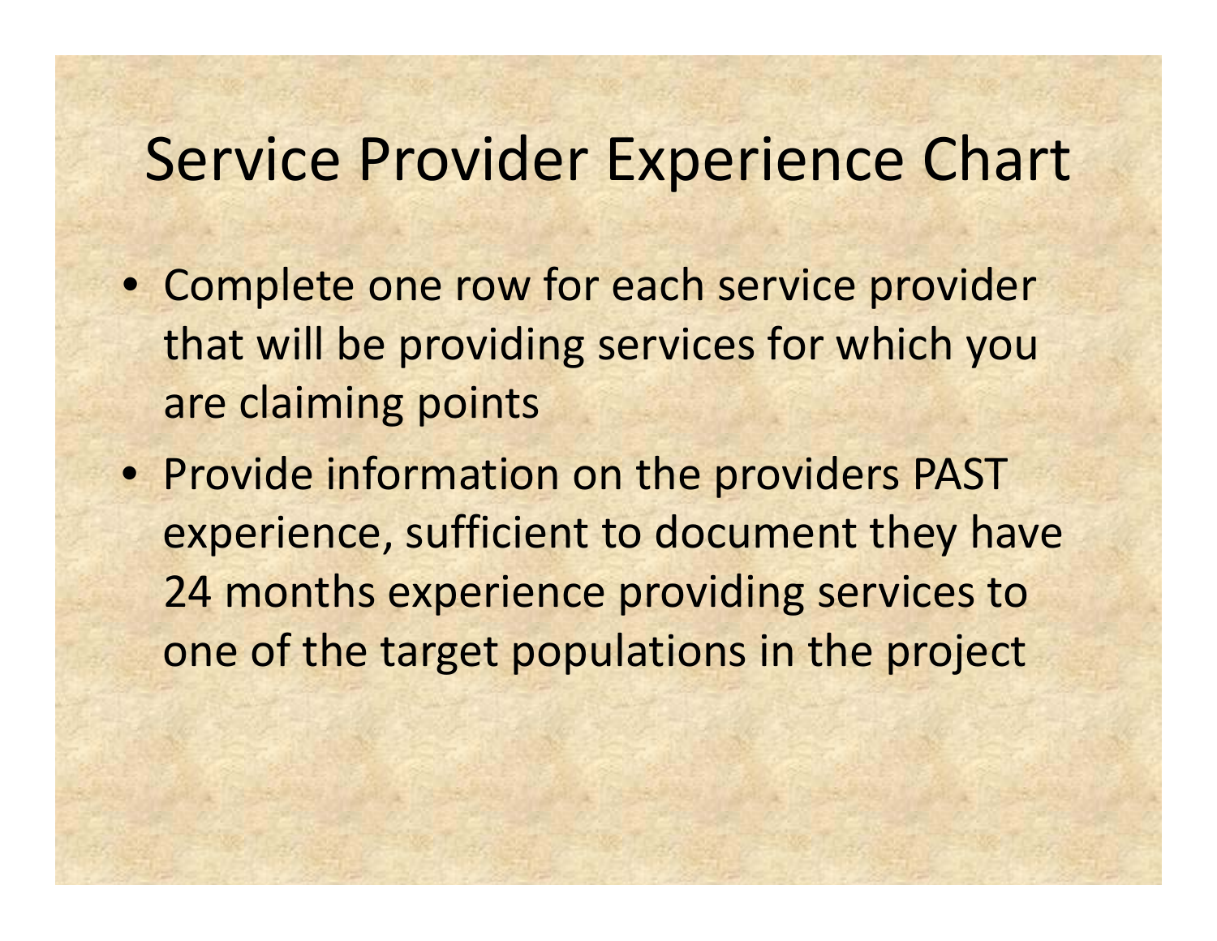# Service Provider Experience Chart

- Complete one row for each service provider that will be providing services for which you are claiming points
- Provide information on the providers PAST experience, sufficient to document they have 24 months experience providing services to one of the target populations in the project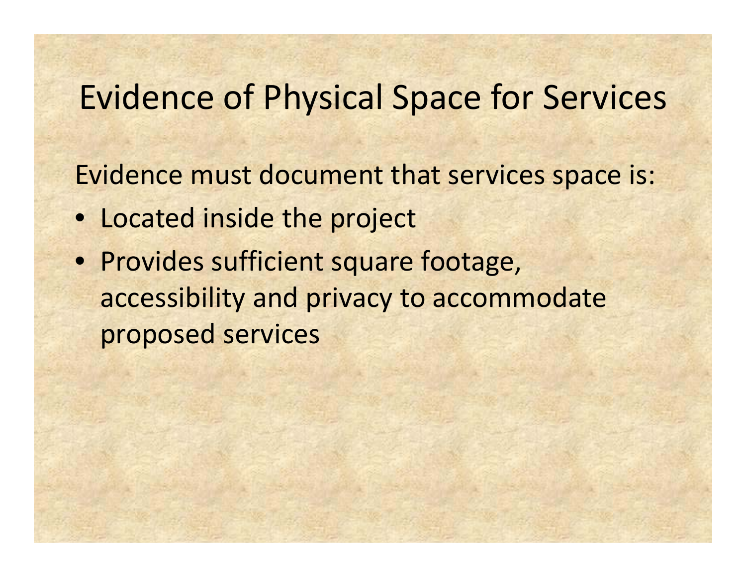# Evidence of Physical Space for Services

Evidence must document that services space is:

- Located inside the project
- Provides sufficient square footage, accessibility and privacy to accommodate proposed services